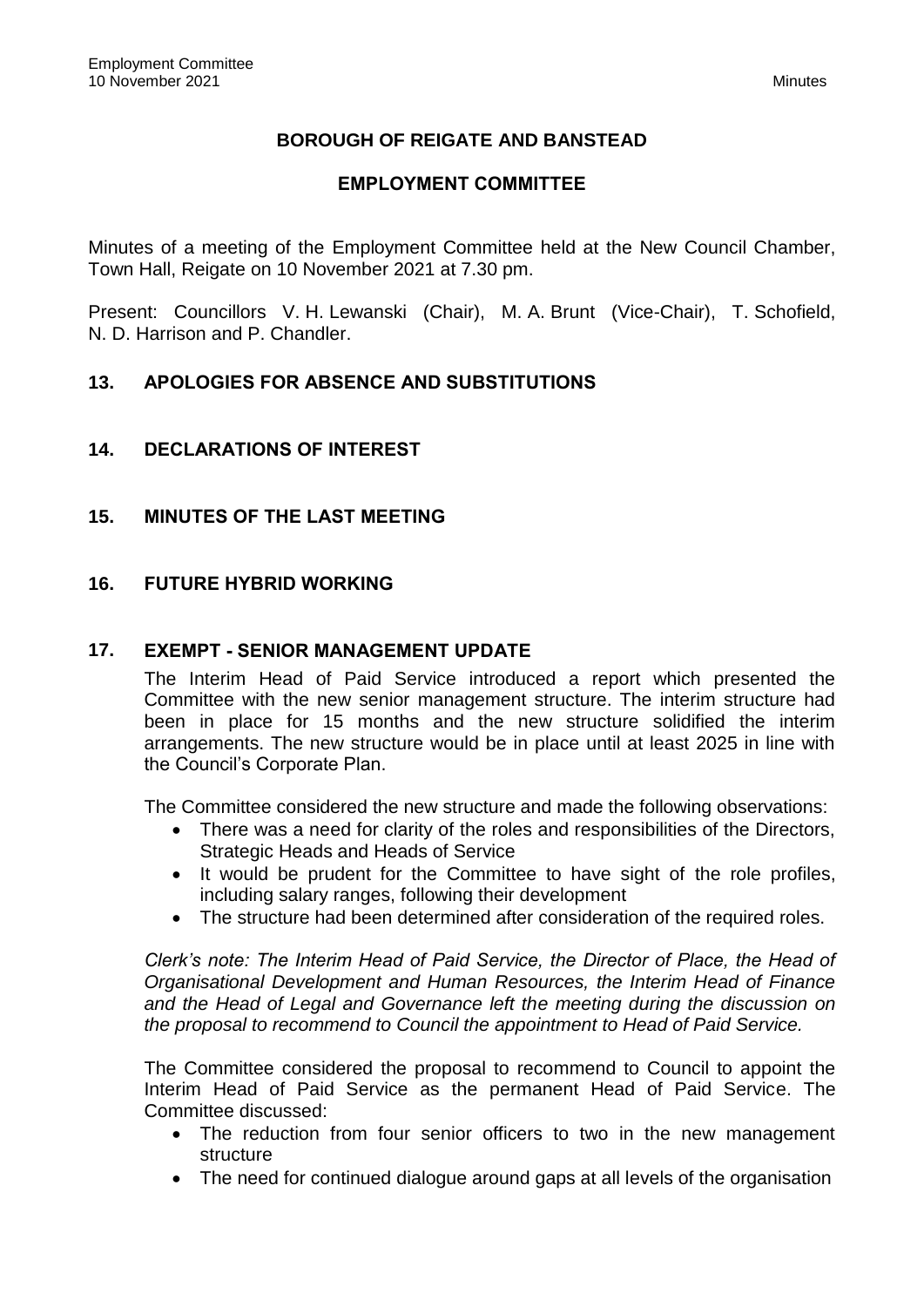# BOROUGH OF REIGATE AND BANSTEAD

## EMPLOYMENT COMMITTEE

Minutes of a meeting of the Employment Committee held at the New Council Chamber, Town Hall, Reigate on 10 November 2021 at 7.30 pm.

Present: Councillors V. H. Lewanski (Chair), M. A. Brunt (Vice-Chair), T. Schofield, N. D. Harrison and P. Chandler.

### 13. APOLOGIES FOR ABSENCE AND SUBSTITUTIONS

### 14. DECLARATIONS OF INTEREST

### 15. MINUTES OF THE LAST MEETING

### 16. FUTURE HYBRID WORKING

### 17. EXEMPT - SENIOR MANAGEMENT UPDATE

The Interim Head of Paid Service introduced a report which presented the Committee with the new senior management structure. The interim structure had been in place for 15 months and the new structure solidified the interim arrangements. The new structure would be in place until at least 2025 in line with the Council's Corporate Plan.

The Committee considered the new structure and made the following observations:

- There was a need for clarity of the roles and responsibilities of the Directors, Strategic Heads and Heads of Service
- It would be prudent for the Committee to have sight of the role profiles, including salary ranges, following their development
- The structure had been determined after consideration of the required roles.

*Clerk's note: The Interim Head of Paid Service, the Director of Place, the Head of Organisational Development and Human Resources, the Interim Head of Finance and the Head of Legal and Governance left the meeting during the discussion on the proposal to recommend to Council the appointment to Head of Paid Service.*

The Committee considered the proposal to recommend to Council to appoint the Interim Head of Paid Service as the permanent Head of Paid Service. The Committee discussed:

- The reduction from four senior officers to two in the new management structure
- The need for continued dialogue around gaps at all levels of the organisation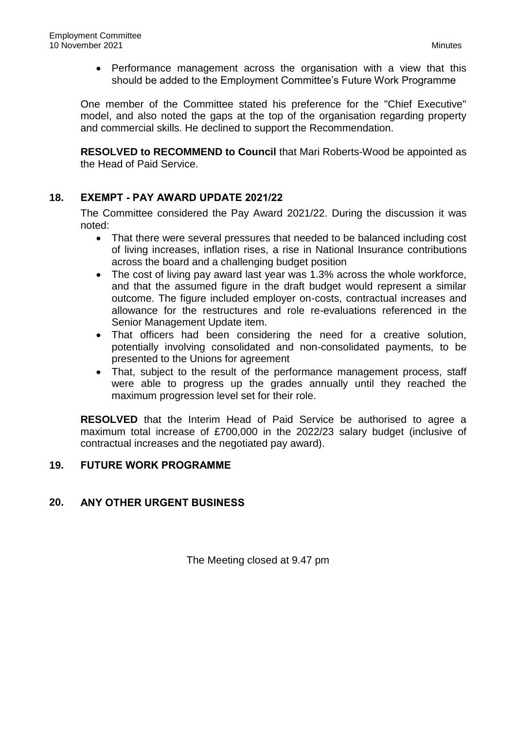- Performance management across the organisation with a view that this should be added to the Employment Committee's Future Work Programme

One member of the Committee stated his preference for the "Chief Executive" model, and also noted the gaps at the top of the organisation regarding property and commercial skills. He declined to support the Recommendation.

**RESOLVED to RECOMMEND to Council** that Mari Roberts-Wood be appointed as the Head of Paid Service.

## 18. EXEMPT - PAY AWARD UPDATE 2021/22

The Committee considered the Pay Award 2021/22. During the discussion it was noted:

- That there were several pressures that needed to be balanced including cost of living increases, inflation rises, a rise in National Insurance contributions across the board and a challenging budget position
- The cost of living pay award last year was 1.3% across the whole workforce, and that the assumed figure in the draft budget would represent a similar outcome. The figure included employer on-costs, contractual increases and allowance for the restructures and role re-evaluations referenced in the Senior Management Update item.
- That officers had been considering the need for a creative solution, potentially involving consolidated and non-consolidated payments, to be presented to the Unions for agreement
- That, subject to the result of the performance management process, staff were able to progress up the grades annually until they reached the maximum progression level set for their role.

**RESOLVED** that the Interim Head of Paid Service be authorised to agree a maximum total increase of £700,000 in the 2022/23 salary budget (inclusive of contractual increases and the negotiated pay award).

## 19. FUTURE WORK PROGRAMME

## 20. ANY OTHER URGENT BUSINESS

The Meeting closed at 9.47 pm